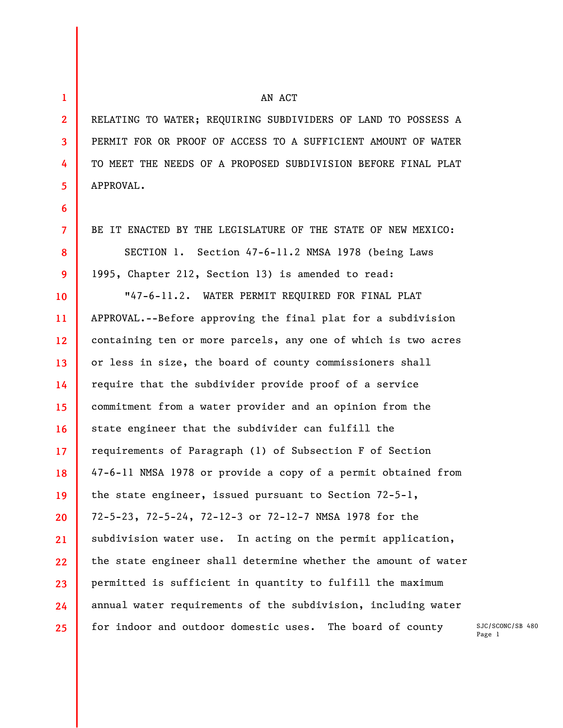AN ACT

RELATING TO WATER; REQUIRING SUBDIVIDERS OF LAND TO POSSESS A PERMIT FOR OR PROOF OF ACCESS TO A SUFFICIENT AMOUNT OF WATER TO MEET THE NEEDS OF A PROPOSED SUBDIVISION BEFORE FINAL PLAT APPROVAL.

BE IT ENACTED BY THE LEGISLATURE OF THE STATE OF NEW MEXICO:

SECTION 1. Section 47-6-11.2 NMSA 1978 (being Laws 1995, Chapter 212, Section 13) is amended to read:

"47-6-11.2. WATER PERMIT REQUIRED FOR FINAL PLAT APPROVAL.--Before approving the final plat for a subdivision containing ten or more parcels, any one of which is two acres or less in size, the board of county commissioners shall require that the subdivider provide proof of a service commitment from a water provider and an opinion from the state engineer that the subdivider can fulfill the requirements of Paragraph (1) of Subsection F of Section 47-6-11 NMSA 1978 or provide a copy of a permit obtained from the state engineer, issued pursuant to Section 72-5-1, 72-5-23, 72-5-24, 72-12-3 or 72-12-7 NMSA 1978 for the subdivision water use. In acting on the permit application, the state engineer shall determine whether the amount of water permitted is sufficient in quantity to fulfill the maximum annual water requirements of the subdivision, including water for indoor and outdoor domestic uses. The board of county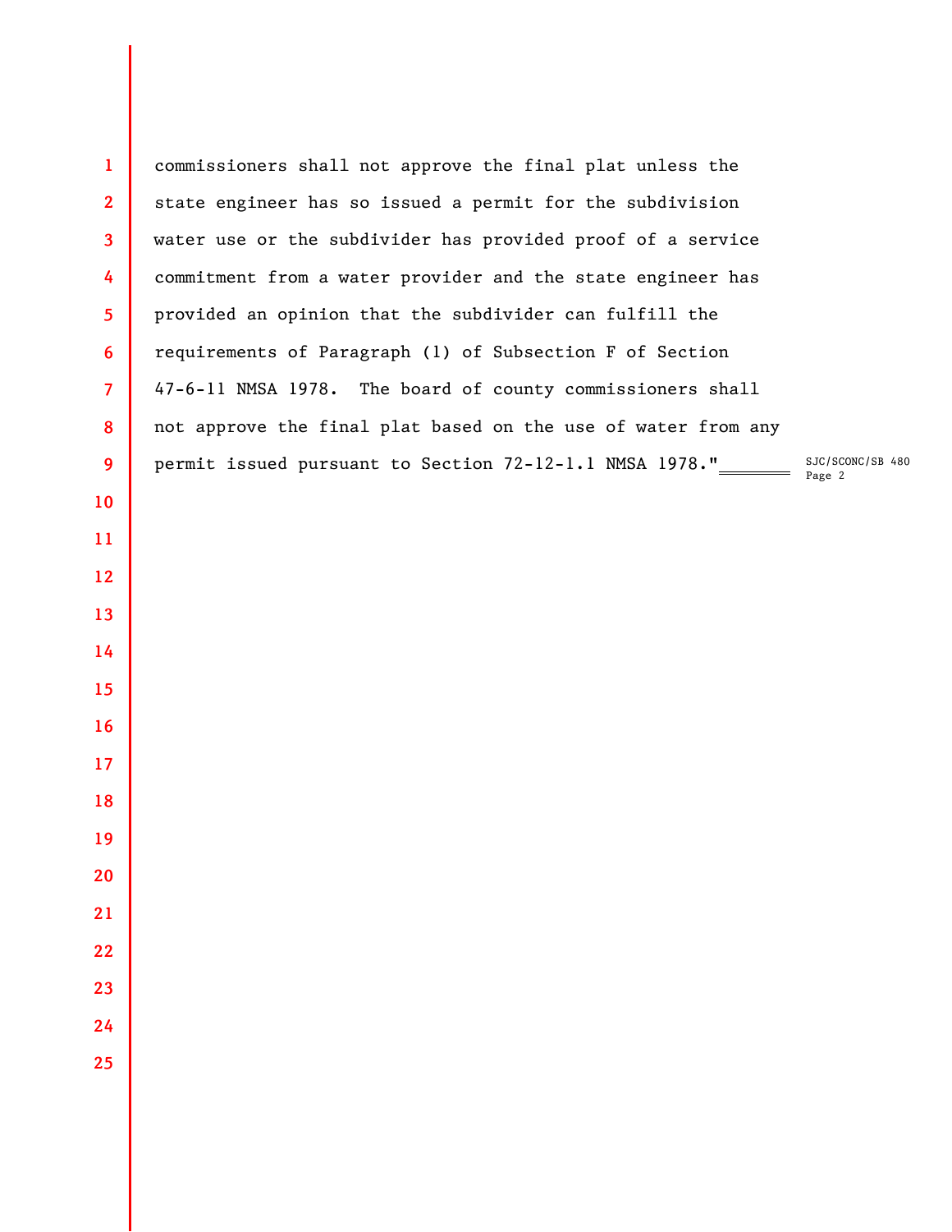commissioners shall not approve the final plat unless the state engineer has so issued a permit for the subdivision water use or the subdivider has provided proof of a service commitment from a water provider and the state engineer has provided an opinion that the subdivider can fulfill the requirements of Paragraph (1) of Subsection F of Section 47-6-11 NMSA 1978. The board of county commissioners shall not approve the final plat based on the use of water from any permit issued pursuant to Section 72-12-1.1 NMSA 1978."

SJC/SCONC/SB 480